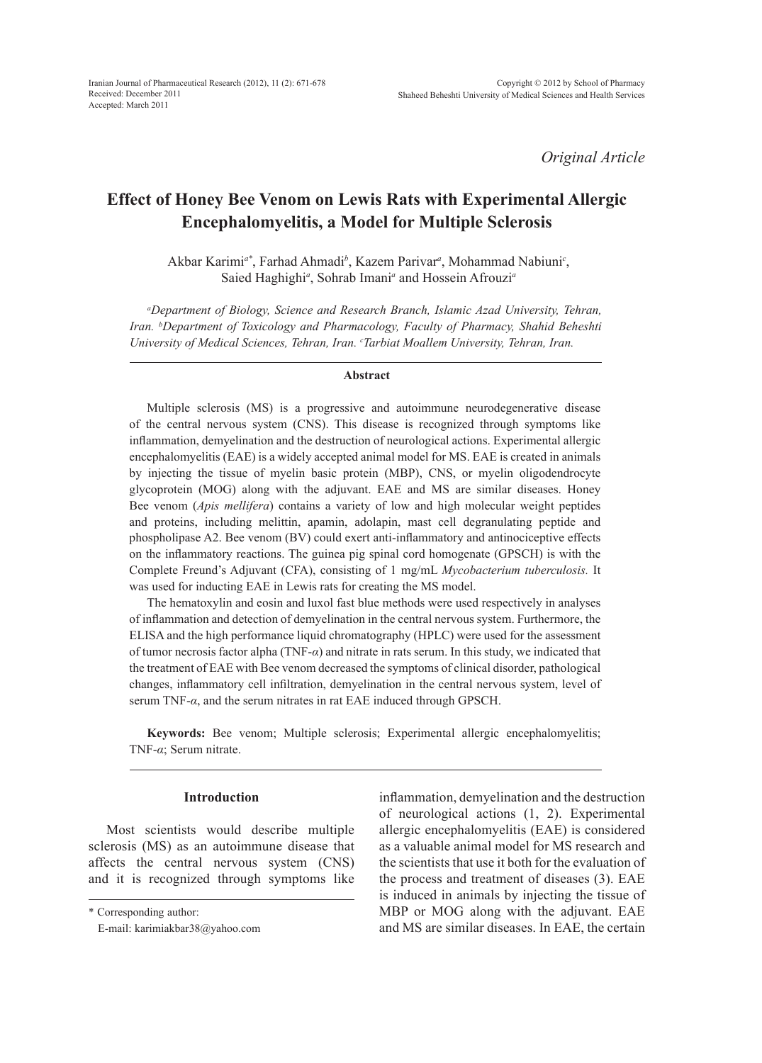Iranian Journal of Pharmaceutical Research (2012), 11 (2): 671-678
Received: December 2011
Accepted: March 2011

Copyright © 2012 by School of Pharmacy
Shaheed Beheshti University of Medical Sciences and Health Services

*Original Article*

# Effect of Honey Bee Venom on Lewis Rats with Experimental Allergic Encephalomyelitis, a Model for Multiple Sclerosis

Akbar Karimi[a*], Farhad Ahmadi[b], Kazem Parivar[a], Mohammad Nabiuni[c], Saied Haghighi[a], Sohrab Imani[a] and Hossein Afrouzi[a]

*[a]Department of Biology, Science and Research Branch, Islamic Azad University, Tehran, Iran. [b]Department of Toxicology and Pharmacology, Faculty of Pharmacy, Shahid Beheshti University of Medical Sciences, Tehran, Iran. [c]Tarbiat Moallem University, Tehran, Iran.*

## Abstract

Multiple sclerosis (MS) is a progressive and autoimmune neurodegenerative disease of the central nervous system (CNS). This disease is recognized through symptoms like inflammation, demyelination and the destruction of neurological actions. Experimental allergic encephalomyelitis (EAE) is a widely accepted animal model for MS. EAE is created in animals by injecting the tissue of myelin basic protein (MBP), CNS, or myelin oligodendrocyte glycoprotein (MOG) along with the adjuvant. EAE and MS are similar diseases. Honey Bee venom (*Apis mellifera*) contains a variety of low and high molecular weight peptides and proteins, including melittin, apamin, adolapin, mast cell degranulating peptide and phospholipase A2. Bee venom (BV) could exert anti-inflammatory and antinociceptive effects on the inflammatory reactions. The guinea pig spinal cord homogenate (GPSCH) is with the Complete Freund's Adjuvant (CFA), consisting of 1 mg/mL *Mycobacterium tuberculosis.* It was used for inducting EAE in Lewis rats for creating the MS model.

The hematoxylin and eosin and luxol fast blue methods were used respectively in analyses of inflammation and detection of demyelination in the central nervous system. Furthermore, the ELISA and the high performance liquid chromatography (HPLC) were used for the assessment of tumor necrosis factor alpha (TNF-*α*) and nitrate in rats serum. In this study, we indicated that the treatment of EAE with Bee venom decreased the symptoms of clinical disorder, pathological changes, inflammatory cell infiltration, demyelination in the central nervous system, level of serum TNF-*α*, and the serum nitrates in rat EAE induced through GPSCH.

**Keywords:** Bee venom; Multiple sclerosis; Experimental allergic encephalomyelitis; TNF-*α*; Serum nitrate.

## Introduction

Most scientists would describe multiple sclerosis (MS) as an autoimmune disease that affects the central nervous system (CNS) and it is recognized through symptoms like inflammation, demyelination and the destruction of neurological actions (1, 2). Experimental allergic encephalomyelitis (EAE) is considered as a valuable animal model for MS research and the scientists that use it both for the evaluation of the process and treatment of diseases (3). EAE is induced in animals by injecting the tissue of MBP or MOG along with the adjuvant. EAE and MS are similar diseases. In EAE, the certain

\* Corresponding author:
E-mail: karimiakbar38@yahoo.com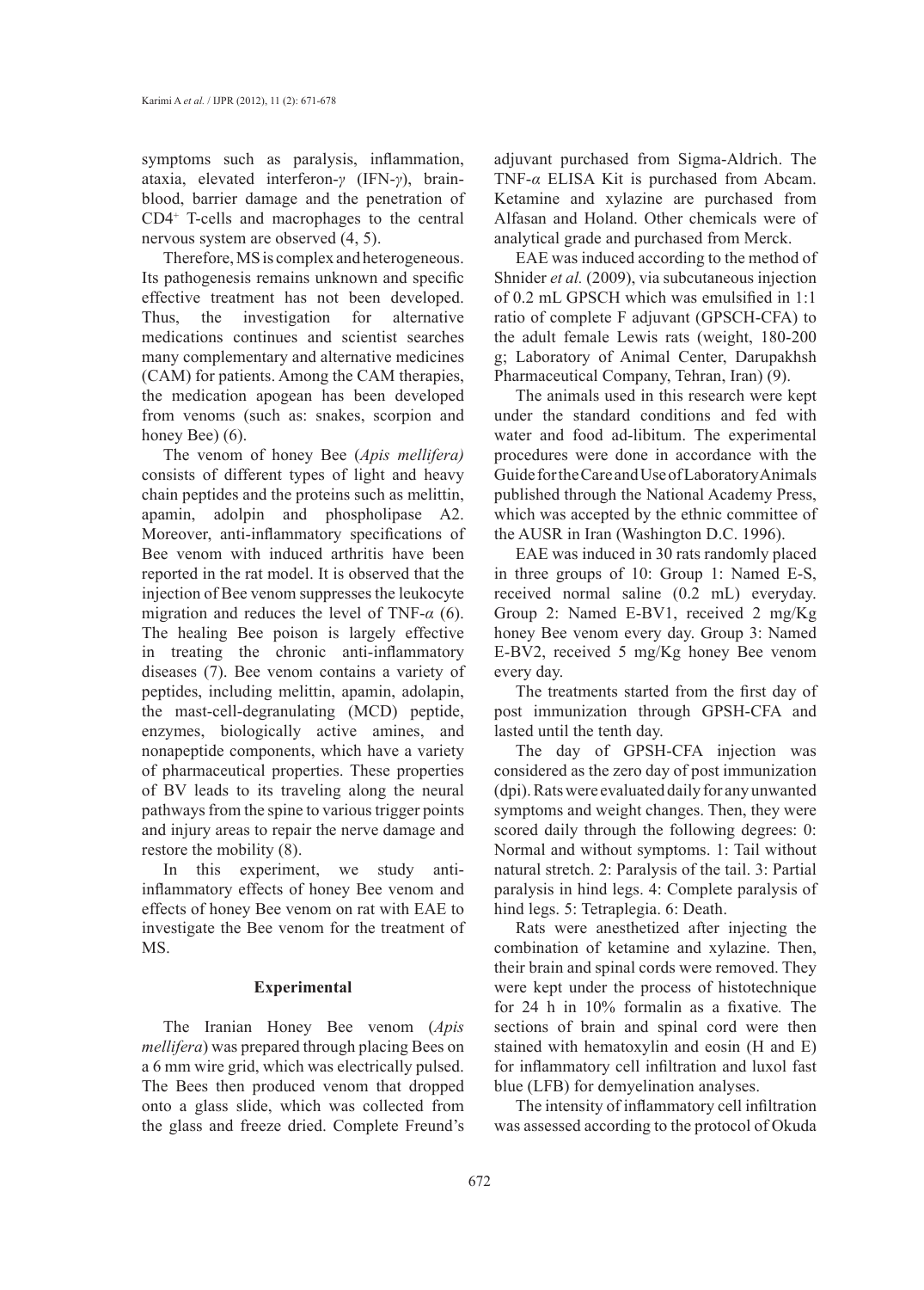symptoms such as paralysis, inflammation, ataxia, elevated interferon-$\gamma$ (IFN-$\gamma$), brain-blood, barrier damage and the penetration of $CD4^+$ T-cells and macrophages to the central nervous system are observed (4, 5).

Therefore, MS is complex and heterogeneous. Its pathogenesis remains unknown and specific effective treatment has not been developed. Thus, the investigation for alternative medications continues and scientist searches many complementary and alternative medicines (CAM) for patients. Among the CAM therapies, the medication apogean has been developed from venoms (such as: snakes, scorpion and honey Bee) (6).

The venom of honey Bee (*Apis mellifera)* consists of different types of light and heavy chain peptides and the proteins such as melittin, apamin, adolpin and phospholipase A2. Moreover, anti-inflammatory specifications of Bee venom with induced arthritis have been reported in the rat model. It is observed that the injection of Bee venom suppresses the leukocyte migration and reduces the level of TNF-$\alpha$ (6). The healing Bee poison is largely effective in treating the chronic anti-inflammatory diseases (7). Bee venom contains a variety of peptides, including melittin, apamin, adolapin, the mast-cell-degranulating (MCD) peptide, enzymes, biologically active amines, and nonapeptide components, which have a variety of pharmaceutical properties. These properties of BV leads to its traveling along the neural pathways from the spine to various trigger points and injury areas to repair the nerve damage and restore the mobility (8).

In this experiment, we study anti-inflammatory effects of honey Bee venom and effects of honey Bee venom on rat with EAE to investigate the Bee venom for the treatment of MS.

## Experimental

The Iranian Honey Bee venom (*Apis mellifera*) was prepared through placing Bees on a 6 mm wire grid, which was electrically pulsed. The Bees then produced venom that dropped onto a glass slide, which was collected from the glass and freeze dried. Complete Freund's adjuvant purchased from Sigma-Aldrich. The TNF-$\alpha$ ELISA Kit is purchased from Abcam. Ketamine and xylazine are purchased from Alfasan and Holand. Other chemicals were of analytical grade and purchased from Merck.

EAE was induced according to the method of Shnider *et al.* (2009), via subcutaneous injection of 0.2 mL GPSCH which was emulsified in 1:1 ratio of complete F adjuvant (GPSCH-CFA) to the adult female Lewis rats (weight, 180-200 g; Laboratory of Animal Center, Darupakhsh Pharmaceutical Company, Tehran, Iran) (9).

The animals used in this research were kept under the standard conditions and fed with water and food ad-libitum. The experimental procedures were done in accordance with the Guide for the Care and Use of Laboratory Animals published through the National Academy Press, which was accepted by the ethnic committee of the AUSR in Iran (Washington D.C. 1996).

EAE was induced in 30 rats randomly placed in three groups of 10: Group 1: Named E-S, received normal saline (0.2 mL) everyday. Group 2: Named E-BV1, received 2 mg/Kg honey Bee venom every day. Group 3: Named E-BV2, received 5 mg/Kg honey Bee venom every day.

The treatments started from the first day of post immunization through GPSH-CFA and lasted until the tenth day.

The day of GPSH-CFA injection was considered as the zero day of post immunization (dpi). Rats were evaluated daily for any unwanted symptoms and weight changes. Then, they were scored daily through the following degrees: 0: Normal and without symptoms. 1: Tail without natural stretch. 2: Paralysis of the tail. 3: Partial paralysis in hind legs. 4: Complete paralysis of hind legs. 5: Tetraplegia. 6: Death.

Rats were anesthetized after injecting the combination of ketamine and xylazine. Then, their brain and spinal cords were removed. They were kept under the process of histotechnique for 24 h in 10% formalin as a fixative*.* The sections of brain and spinal cord were then stained with hematoxylin and eosin (H and E) for inflammatory cell infiltration and luxol fast blue (LFB) for demyelination analyses.

The intensity of inflammatory cell infiltration was assessed according to the protocol of Okuda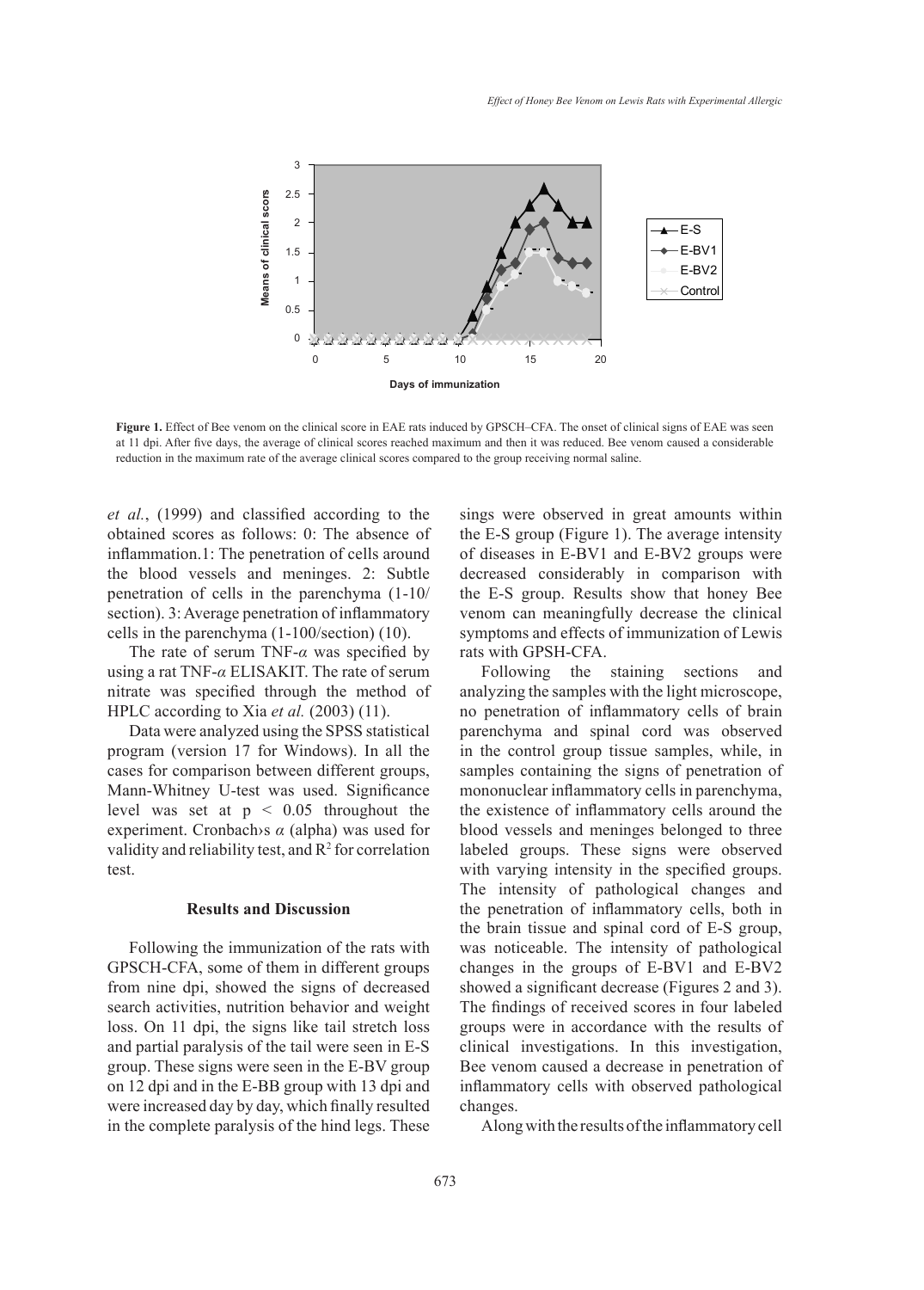3

2.5

2

1.5

1

0.5

0

0 5 10 15 20

Means of clinical scors

Days of immunization

E-S

E-BV1

E-BV2

Control

**Figure 1.** Effect of Bee venom on the clinical score in EAE rats induced by GPSCH–CFA. The onset of clinical signs of EAE was seen at 11 dpi. After five days, the average of clinical scores reached maximum and then it was reduced. Bee venom caused a considerable reduction in the maximum rate of the average clinical scores compared to the group receiving normal saline.

*et al.*, (1999) and classified according to the obtained scores as follows: 0: The absence of inflammation.1: The penetration of cells around the blood vessels and meninges. 2: Subtle penetration of cells in the parenchyma (1-10/section). 3: Average penetration of inflammatory cells in the parenchyma (1-100/section) (10).

The rate of serum TNF-*α* was specified by using a rat TNF-*α* ELISAKIT. The rate of serum nitrate was specified through the method of HPLC according to Xia *et al.* (2003) (11).

Data were analyzed using the SPSS statistical program (version 17 for Windows). In all the cases for comparison between different groups, Mann-Whitney U-test was used. Significance level was set at $p < 0.05$ throughout the experiment. Cronbach›s *α* (alpha) was used for validity and reliability test, and $R^2$ for correlation test.

## Results and Discussion

Following the immunization of the rats with GPSCH-CFA, some of them in different groups from nine dpi, showed the signs of decreased search activities, nutrition behavior and weight loss. On 11 dpi, the signs like tail stretch loss and partial paralysis of the tail were seen in E-S group. These signs were seen in the E-BV group on 12 dpi and in the E-BB group with 13 dpi and were increased day by day, which finally resulted in the complete paralysis of the hind legs. These sings were observed in great amounts within the E-S group (Figure 1). The average intensity of diseases in E-BV1 and E-BV2 groups were decreased considerably in comparison with the E-S group. Results show that honey Bee venom can meaningfully decrease the clinical symptoms and effects of immunization of Lewis rats with GPSH-CFA.

Following the staining sections and analyzing the samples with the light microscope, no penetration of inflammatory cells of brain parenchyma and spinal cord was observed in the control group tissue samples, while, in samples containing the signs of penetration of mononuclear inflammatory cells in parenchyma, the existence of inflammatory cells around the blood vessels and meninges belonged to three labeled groups. These signs were observed with varying intensity in the specified groups. The intensity of pathological changes and the penetration of inflammatory cells, both in the brain tissue and spinal cord of E-S group, was noticeable. The intensity of pathological changes in the groups of E-BV1 and E-BV2 showed a significant decrease (Figures 2 and 3). The findings of received scores in four labeled groups were in accordance with the results of clinical investigations. In this investigation, Bee venom caused a decrease in penetration of inflammatory cells with observed pathological changes.

Along with the results of the inflammatory cell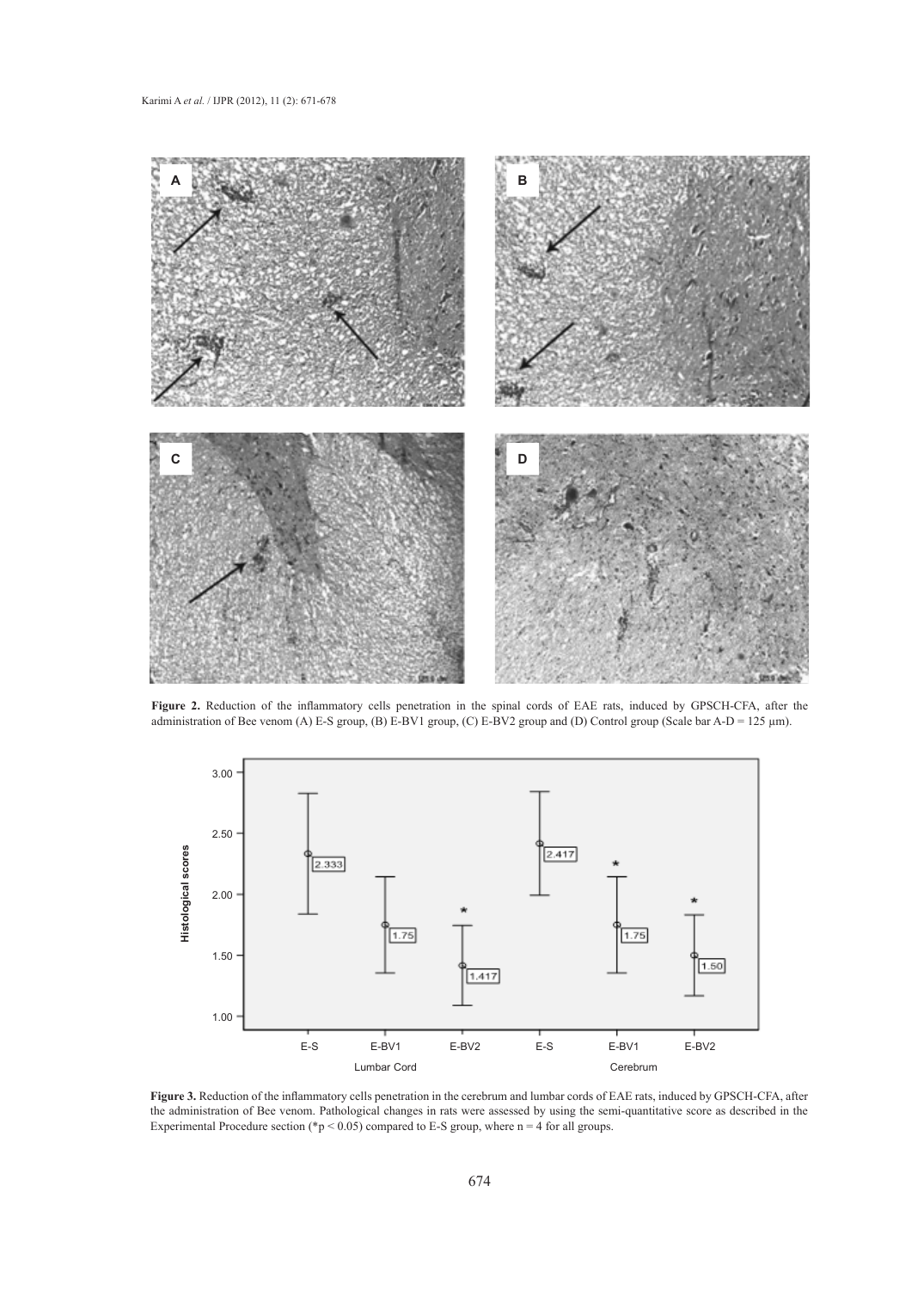A

B

C

D

**Figure 2.** Reduction of the inflammatory cells penetration in the spinal cords of EAE rats, induced by GPSCH-CFA, after the administration of Bee venom (A) E-S group, (B) E-BV1 group, (C) E-BV2 group and (D) Control group (Scale bar A-D = 125 μm).

Histological scores

3.00

2.50

2.00

1.50

1.00

2.333

1.75

1.417

2.417

1.75

1.50

*

*

*

E-S

E-BV1

E-BV2

E-S

E-BV1

E-BV2

Lumbar Cord

Cerebrum

**Figure 3.** Reduction of the inflammatory cells penetration in the cerebrum and lumbar cords of EAE rats, induced by GPSCH-CFA, after the administration of Bee venom. Pathological changes in rats were assessed by using the semi-quantitative score as described in the Experimental Procedure section (*$p < 0.05$) compared to E-S group, where $n = 4$ for all groups.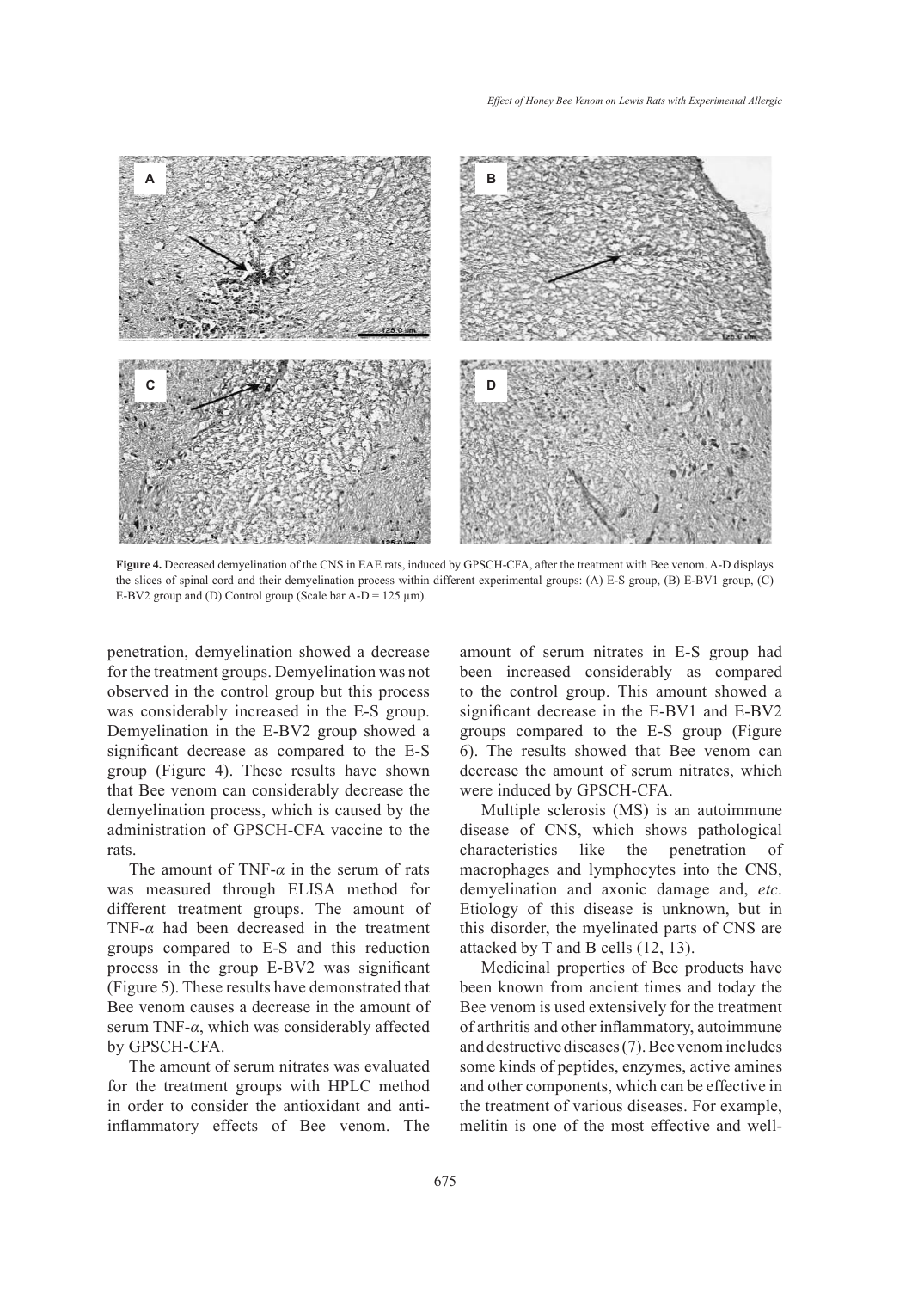**Figure 4.** Decreased demyelination of the CNS in EAE rats, induced by GPSCH-CFA, after the treatment with Bee venom. A-D displays the slices of spinal cord and their demyelination process within different experimental groups: (A) E-S group, (B) E-BV1 group, (C) E-BV2 group and (D) Control group (Scale bar A-D = 125 µm).

penetration, demyelination showed a decrease for the treatment groups. Demyelination was not observed in the control group but this process was considerably increased in the E-S group. Demyelination in the E-BV2 group showed a significant decrease as compared to the E-S group (Figure 4). These results have shown that Bee venom can considerably decrease the demyelination process, which is caused by the administration of GPSCH-CFA vaccine to the rats.

The amount of TNF-$\alpha$ in the serum of rats was measured through ELISA method for different treatment groups. The amount of TNF-$\alpha$ had been decreased in the treatment groups compared to E-S and this reduction process in the group E-BV2 was significant (Figure 5). These results have demonstrated that Bee venom causes a decrease in the amount of serum TNF-$\alpha$, which was considerably affected by GPSCH-CFA.

The amount of serum nitrates was evaluated for the treatment groups with HPLC method in order to consider the antioxidant and anti-inflammatory effects of Bee venom. The amount of serum nitrates in E-S group had been increased considerably as compared to the control group. This amount showed a significant decrease in the E-BV1 and E-BV2 groups compared to the E-S group (Figure 6). The results showed that Bee venom can decrease the amount of serum nitrates, which were induced by GPSCH-CFA.

Multiple sclerosis (MS) is an autoimmune disease of CNS, which shows pathological characteristics like the penetration of macrophages and lymphocytes into the CNS, demyelination and axonic damage and, *etc*. Etiology of this disease is unknown, but in this disorder, the myelinated parts of CNS are attacked by T and B cells (12, 13).

Medicinal properties of Bee products have been known from ancient times and today the Bee venom is used extensively for the treatment of arthritis and other inflammatory, autoimmune and destructive diseases (7). Bee venom includes some kinds of peptides, enzymes, active amines and other components, which can be effective in the treatment of various diseases. For example, melitin is one of the most effective and well-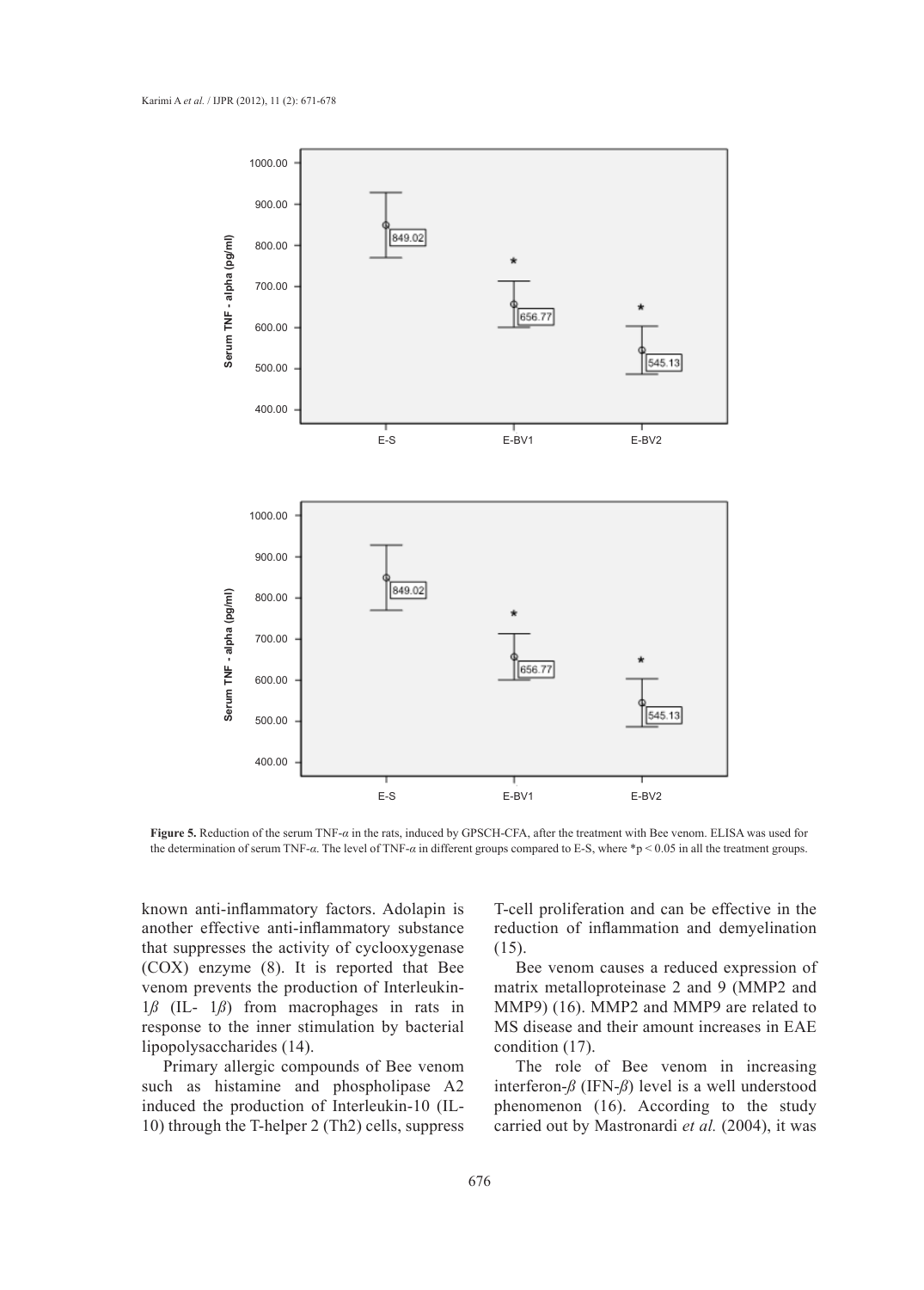Serum TNF - alpha (pg/ml)

1000.00
900.00
800.00
700.00
600.00
500.00
400.00

849.02
656.77
545.13

*
*

E-S
E-BV1
E-BV2

Serum TNF - alpha (pg/ml)

1000.00
900.00
800.00
700.00
600.00
500.00
400.00

849.02
656.77
545.13

*
*

E-S
E-BV1
E-BV2

**Figure 5.** Reduction of the serum TNF-$\alpha$ in the rats, induced by GPSCH-CFA, after the treatment with Bee venom. ELISA was used for the determination of serum TNF-$\alpha$. The level of TNF-$\alpha$ in different groups compared to E-S, where $^*p < 0.05$ in all the treatment groups.

known anti-inflammatory factors. Adolapin is another effective anti-inflammatory substance that suppresses the activity of cyclooxygenase (COX) enzyme (8). It is reported that Bee venom prevents the production of Interleukin-1$\beta$ (IL- 1$\beta$) from macrophages in rats in response to the inner stimulation by bacterial lipopolysaccharides (14).

Primary allergic compounds of Bee venom such as histamine and phospholipase A2 induced the production of Interleukin-10 (IL-10) through the T-helper 2 (Th2) cells, suppress T-cell proliferation and can be effective in the reduction of inflammation and demyelination (15).

Bee venom causes a reduced expression of matrix metalloproteinase 2 and 9 (MMP2 and MMP9) (16). MMP2 and MMP9 are related to MS disease and their amount increases in EAE condition (17).

The role of Bee venom in increasing interferon-$\beta$ (IFN-$\beta$) level is a well understood phenomenon (16). According to the study carried out by Mastronardi *et al.* (2004), it was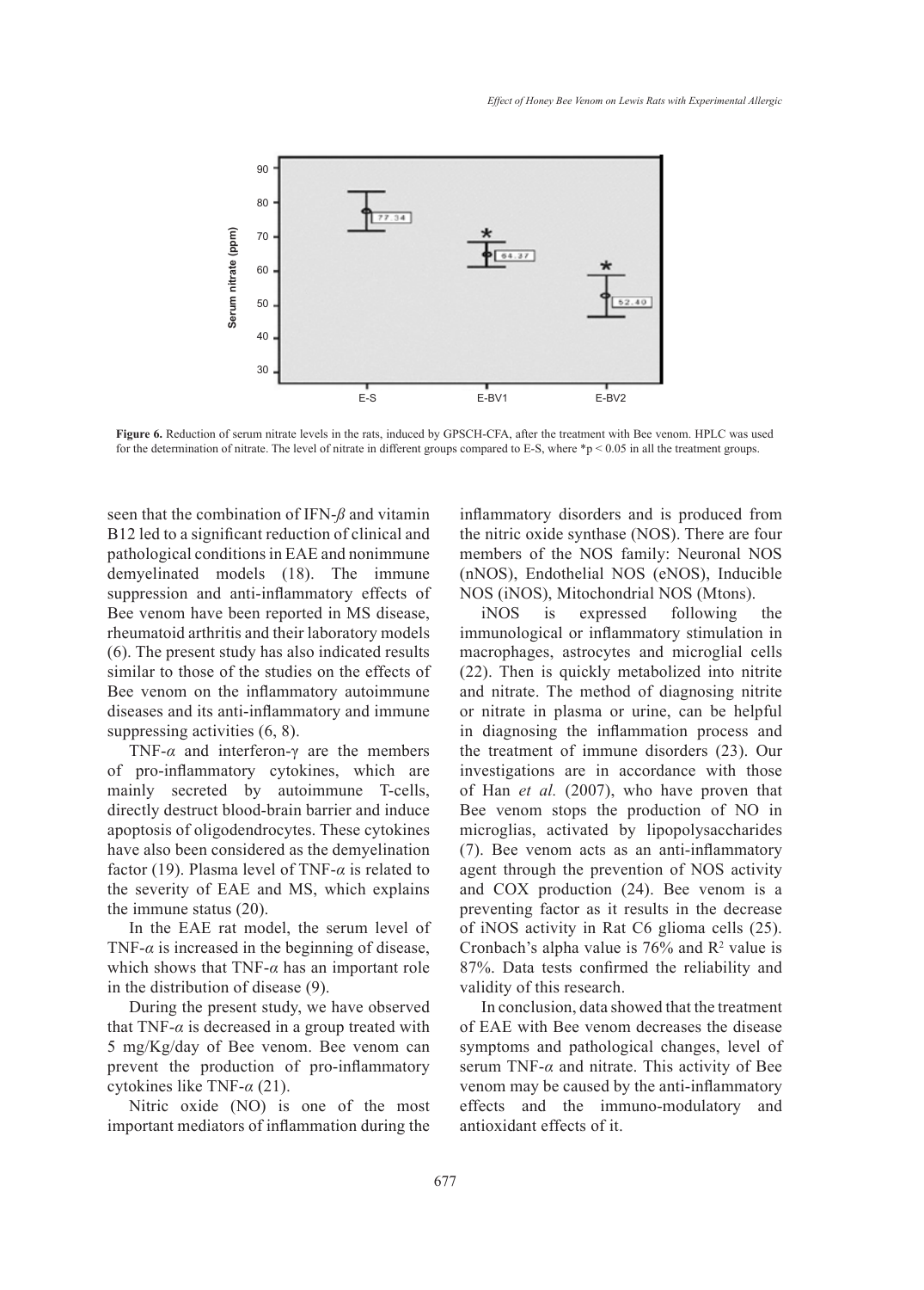90
80
70
60
50
40
30

Serum nitrate (ppm)

77.34

64.37

52.40

E-S E-BV1 E-BV2

**Figure 6.** Reduction of serum nitrate levels in the rats, induced by GPSCH-CFA, after the treatment with Bee venom. HPLC was used for the determination of nitrate. The level of nitrate in different groups compared to E-S, where $*p < 0.05$ in all the treatment groups.

seen that the combination of IFN-*β* and vitamin B12 led to a significant reduction of clinical and pathological conditions in EAE and nonimmune demyelinated models (18). The immune suppression and anti-inflammatory effects of Bee venom have been reported in MS disease, rheumatoid arthritis and their laboratory models (6). The present study has also indicated results similar to those of the studies on the effects of Bee venom on the inflammatory autoimmune diseases and its anti-inflammatory and immune suppressing activities (6, 8).

TNF-*α* and interferon-γ are the members of pro-inflammatory cytokines, which are mainly secreted by autoimmune T-cells, directly destruct blood-brain barrier and induce apoptosis of oligodendrocytes. These cytokines have also been considered as the demyelination factor (19). Plasma level of TNF-*α* is related to the severity of EAE and MS, which explains the immune status (20).

In the EAE rat model, the serum level of TNF-*α* is increased in the beginning of disease, which shows that TNF-*α* has an important role in the distribution of disease (9).

During the present study, we have observed that TNF-*α* is decreased in a group treated with 5 mg/Kg/day of Bee venom. Bee venom can prevent the production of pro-inflammatory cytokines like TNF-*α* (21).

Nitric oxide (NO) is one of the most important mediators of inflammation during the inflammatory disorders and is produced from the nitric oxide synthase (NOS). There are four members of the NOS family: Neuronal NOS (nNOS), Endothelial NOS (eNOS), Inducible NOS (iNOS), Mitochondrial NOS (Mtons).

iNOS is expressed following the immunological or inflammatory stimulation in macrophages, astrocytes and microglial cells (22). Then is quickly metabolized into nitrite and nitrate. The method of diagnosing nitrite or nitrate in plasma or urine, can be helpful in diagnosing the inflammation process and the treatment of immune disorders (23). Our investigations are in accordance with those of Han *et al.* (2007), who have proven that Bee venom stops the production of NO in microglias, activated by lipopolysaccharides (7). Bee venom acts as an anti-inflammatory agent through the prevention of NOS activity and COX production (24). Bee venom is a preventing factor as it results in the decrease of iNOS activity in Rat C6 glioma cells (25). Cronbach's alpha value is 76% and $R^2$ value is 87%. Data tests confirmed the reliability and validity of this research.

In conclusion, data showed that the treatment of EAE with Bee venom decreases the disease symptoms and pathological changes, level of serum TNF-*α* and nitrate. This activity of Bee venom may be caused by the anti-inflammatory effects and the immuno-modulatory and antioxidant effects of it.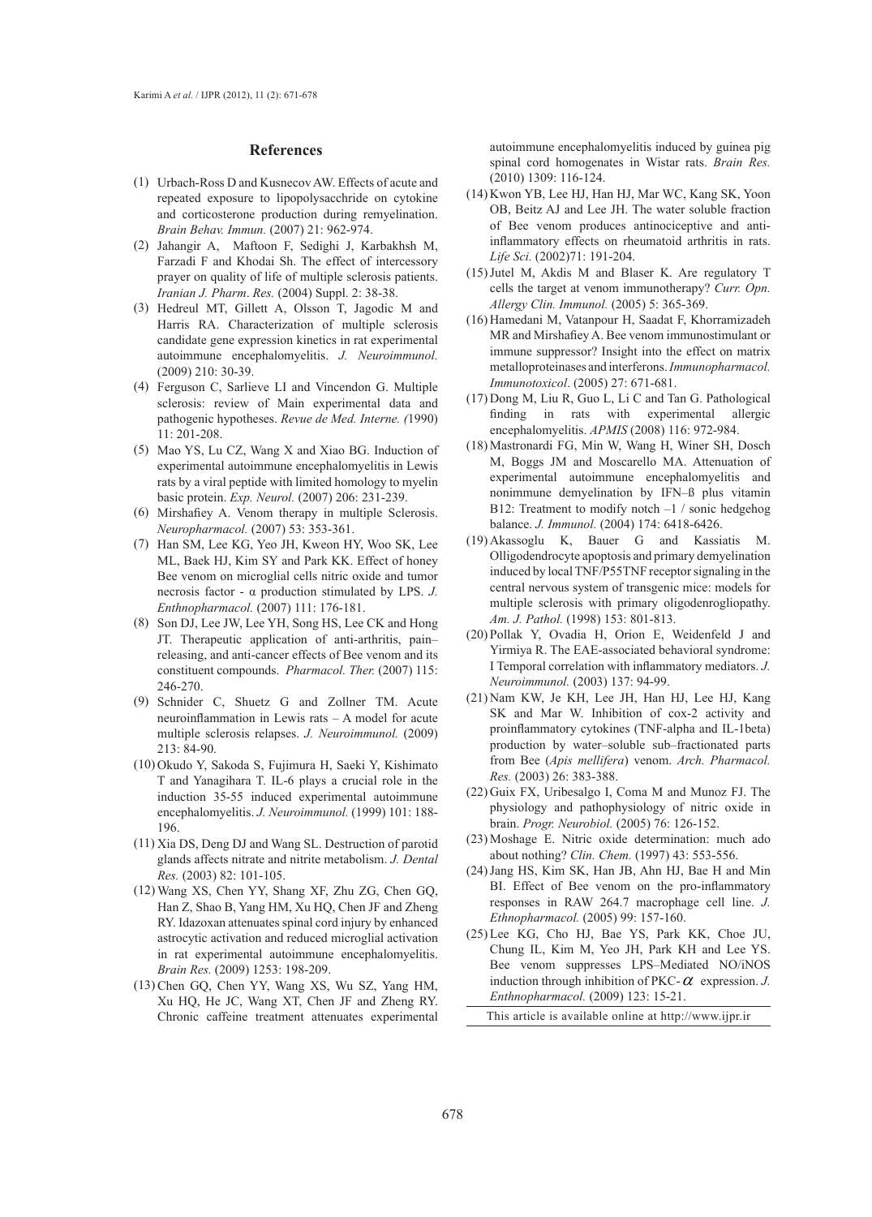## References

(1) Urbach-Ross D and Kusnecov AW. Effects of acute and repeated exposure to lipopolysacchride on cytokine and corticosterone production during remyelination. *Brain Behav. Immun.* (2007) 21: 962-974.

(2) Jahangir A, Maftoon F, Sedighi J, Karbakhsh M, Farzadi F and Khodai Sh. The effect of intercessory prayer on quality of life of multiple sclerosis patients. *Iranian J. Pharm. Res.* (2004) Suppl. 2: 38-38.

(3) Hedreul MT, Gillett A, Olsson T, Jagodic M and Harris RA. Characterization of multiple sclerosis candidate gene expression kinetics in rat experimental autoimmune encephalomyelitis. *J. Neuroimmunol.* (2009) 210: 30-39.

(4) Ferguson C, Sarlieve LI and Vincendon G. Multiple sclerosis: review of Main experimental data and pathogenic hypotheses. *Revue de Med. Interne.* (1990) 11: 201-208.

(5) Mao YS, Lu CZ, Wang X and Xiao BG. Induction of experimental autoimmune encephalomyelitis in Lewis rats by a viral peptide with limited homology to myelin basic protein. *Exp. Neurol.* (2007) 206: 231-239.

(6) Mirshafiey A. Venom therapy in multiple Sclerosis. *Neuropharmacol.* (2007) 53: 353-361.

(7) Han SM, Lee KG, Yeo JH, Kweon HY, Woo SK, Lee ML, Baek HJ, Kim SY and Park KK. Effect of honey Bee venom on microglial cells nitric oxide and tumor necrosis factor - α production stimulated by LPS. *J. Enthnopharmacol.* (2007) 111: 176-181.

(8) Son DJ, Lee JW, Lee YH, Song HS, Lee CK and Hong JT. Therapeutic application of anti-arthritis, pain–releasing, and anti-cancer effects of Bee venom and its constituent compounds. *Pharmacol. Ther.* (2007) 115: 246-270.

(9) Schnider C, Shuetz G and Zollner TM. Acute neuroinflammation in Lewis rats – A model for acute multiple sclerosis relapses. *J. Neuroimmunol.* (2009) 213: 84-90.

(10) Okudo Y, Sakoda S, Fujimura H, Saeki Y, Kishimato T and Yanagihara T. IL-6 plays a crucial role in the induction 35-55 induced experimental autoimmune encephalomyelitis. *J. Neuroimmunol.* (1999) 101: 188-196.

(11) Xia DS, Deng DJ and Wang SL. Destruction of parotid glands affects nitrate and nitrite metabolism. *J. Dental Res.* (2003) 82: 101-105.

(12) Wang XS, Chen YY, Shang XF, Zhu ZG, Chen GQ, Han Z, Shao B, Yang HM, Xu HQ, Chen JF and Zheng RY. Idazoxan attenuates spinal cord injury by enhanced astrocytic activation and reduced microglial activation in rat experimental autoimmune encephalomyelitis. *Brain Res.* (2009) 1253: 198-209.

(13) Chen GQ, Chen YY, Wang XS, Wu SZ, Yang HM, Xu HQ, He JC, Wang XT, Chen JF and Zheng RY. Chronic caffeine treatment attenuates experimental autoimmune encephalomyelitis induced by guinea pig spinal cord homogenates in Wistar rats. *Brain Res.* (2010) 1309: 116-124.

(14) Kwon YB, Lee HJ, Han HJ, Mar WC, Kang SK, Yoon OB, Beitz AJ and Lee JH. The water soluble fraction of Bee venom produces antinociceptive and anti-inflammatory effects on rheumatoid arthritis in rats. *Life Sci.* (2002)71: 191-204.

(15) Jutel M, Akdis M and Blaser K. Are regulatory T cells the target at venom immunotherapy? *Curr. Opn. Allergy Clin. Immunol.* (2005) 5: 365-369.

(16) Hamedani M, Vatanpour H, Saadat F, Khorramizadeh MR and Mirshafiey A. Bee venom immunostimulant or immune suppressor? Insight into the effect on matrix metalloproteinases and interferons. *Immunopharmacol. Immunotoxicol*. (2005) 27: 671-681.

(17) Dong M, Liu R, Guo L, Li C and Tan G. Pathological finding in rats with experimental allergic encephalomyelitis. *APMIS* (2008) 116: 972-984.

(18) Mastronardi FG, Min W, Wang H, Winer SH, Dosch M, Boggs JM and Moscarello MA. Attenuation of experimental autoimmune encephalomyelitis and nonimmune demyelination by IFN–ß plus vitamin B12: Treatment to modify notch –1 / sonic hedgehog balance. *J. Immunol.* (2004) 174: 6418-6426.

(19) Akassoglu K, Bauer G and Kassiatis M. Olligodendrocyte apoptosis and primary demyelination induced by local TNF/P55TNF receptor signaling in the central nervous system of transgenic mice: models for multiple sclerosis with primary oligodenrogliopathy. *Am. J. Pathol.* (1998) 153: 801-813.

(20) Pollak Y, Ovadia H, Orion E, Weidenfeld J and Yirmiya R. The EAE-associated behavioral syndrome: I Temporal correlation with inflammatory mediators. *J. Neuroimmunol.* (2003) 137: 94-99.

(21) Nam KW, Je KH, Lee JH, Han HJ, Lee HJ, Kang SK and Mar W. Inhibition of cox-2 activity and proinflammatory cytokines (TNF-alpha and IL-1beta) production by water–soluble sub–fractionated parts from Bee (*Apis mellifera*) venom. *Arch. Pharmacol. Res.* (2003) 26: 383-388.

(22) Guix FX, Uribesalgo I, Coma M and Munoz FJ. The physiology and pathophysiology of nitric oxide in brain. *Progr. Neurobiol.* (2005) 76: 126-152.

(23) Moshage E. Nitric oxide determination: much ado about nothing? *Clin. Chem.* (1997) 43: 553-556.

(24) Jang HS, Kim SK, Han JB, Ahn HJ, Bae H and Min BI. Effect of Bee venom on the pro-inflammatory responses in RAW 264.7 macrophage cell line. *J. Ethnopharmacol.* (2005) 99: 157-160.

(25) Lee KG, Cho HJ, Bae YS, Park KK, Choe JU, Chung IL, Kim M, Yeo JH, Park KH and Lee YS. Bee venom suppresses LPS–Mediated NO/iNOS induction through inhibition of PKC-$\alpha$ expression. *J. Enthnopharmacol.* (2009) 123: 15-21.

This article is available online at http://www.ijpr.ir